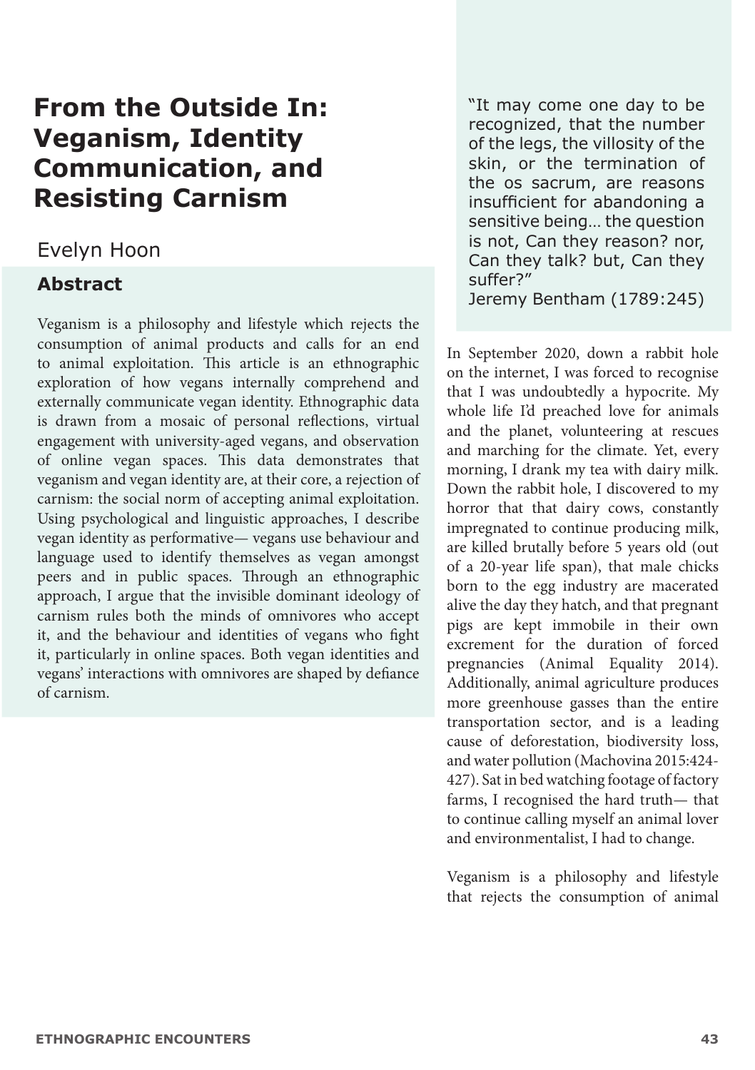# From the Outside In: Veganism, Identity Communication, and Resisting Carnism

Evelyn Hoon

## Abstract

Veganism is a philosophy and lifestyle which rejects the consumption of animal products and calls for an end to animal exploitation. This article is an ethnographic exploration of how vegans internally comprehend and externally communicate vegan identity. Ethnographic data is drawn from a mosaic of personal reflections, virtual engagement with university-aged vegans, and observation of online vegan spaces. This data demonstrates that veganism and vegan identity are, at their core, a rejection of carnism: the social norm of accepting animal exploitation. Using psychological and linguistic approaches, I describe vegan identity as performative— vegans use behaviour and language used to identify themselves as vegan amongst peers and in public spaces. Through an ethnographic approach, I argue that the invisible dominant ideology of carnism rules both the minds of omnivores who accept it, and the behaviour and identities of vegans who fight it, particularly in online spaces. Both vegan identities and vegans' interactions with omnivores are shaped by defiance of carnism.

> "It may come one day to be recognized, that the number of the legs, the villosity of the skin, or the termination of the os sacrum, are reasons insufficient for abandoning a sensitive being… the question is not, Can they reason? nor, Can they talk? but, Can they suffer?"
> Jeremy Bentham (1789:245)

In September 2020, down a rabbit hole on the internet, I was forced to recognise that I was undoubtedly a hypocrite. My whole life I'd preached love for animals and the planet, volunteering at rescues and marching for the climate. Yet, every morning, I drank my tea with dairy milk. Down the rabbit hole, I discovered to my horror that that dairy cows, constantly impregnated to continue producing milk, are killed brutally before 5 years old (out of a 20-year life span), that male chicks born to the egg industry are macerated alive the day they hatch, and that pregnant pigs are kept immobile in their own excrement for the duration of forced pregnancies (Animal Equality 2014). Additionally, animal agriculture produces more greenhouse gasses than the entire transportation sector, and is a leading cause of deforestation, biodiversity loss, and water pollution (Machovina 2015:424-427). Sat in bed watching footage of factory farms, I recognised the hard truth— that to continue calling myself an animal lover and environmentalist, I had to change.

Veganism is a philosophy and lifestyle that rejects the consumption of animal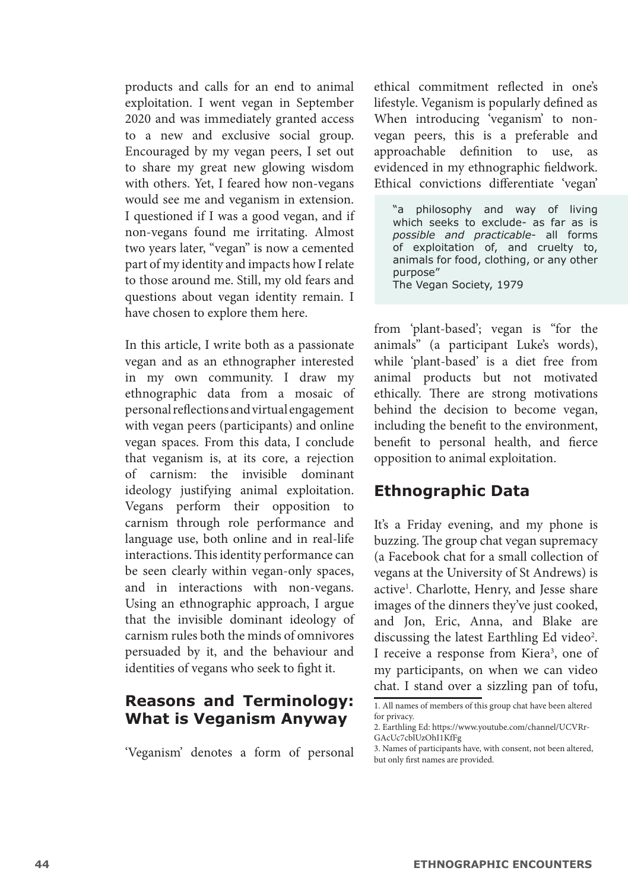products and calls for an end to animal exploitation. I went vegan in September 2020 and was immediately granted access to a new and exclusive social group. Encouraged by my vegan peers, I set out to share my great new glowing wisdom with others. Yet, I feared how non-vegans would see me and veganism in extension. I questioned if I was a good vegan, and if non-vegans found me irritating. Almost two years later, "vegan" is now a cemented part of my identity and impacts how I relate to those around me. Still, my old fears and questions about vegan identity remain. I have chosen to explore them here.

In this article, I write both as a passionate vegan and as an ethnographer interested in my own community. I draw my ethnographic data from a mosaic of personal reflections and virtual engagement with vegan peers (participants) and online vegan spaces. From this data, I conclude that veganism is, at its core, a rejection of carnism: the invisible dominant ideology justifying animal exploitation. Vegans perform their opposition to carnism through role performance and language use, both online and in real-life interactions. This identity performance can be seen clearly within vegan-only spaces, and in interactions with non-vegans. Using an ethnographic approach, I argue that the invisible dominant ideology of carnism rules both the minds of omnivores persuaded by it, and the behaviour and identities of vegans who seek to fight it.

## Reasons and Terminology: What is Veganism Anyway

'Veganism' denotes a form of personal ethical commitment reflected in one's lifestyle. Veganism is popularly defined as

> "a philosophy and way of living which seeks to exclude- as far as is *possible and practicable*- all forms of exploitation of, and cruelty to, animals for food, clothing, or any other purpose"
> The Vegan Society, 1979

When introducing 'veganism' to non-vegan peers, this is a preferable and approachable definition to use, as evidenced in my ethnographic fieldwork. Ethical convictions differentiate 'vegan' from 'plant-based'; vegan is "for the animals" (a participant Luke's words), while 'plant-based' is a diet free from animal products but not motivated ethically. There are strong motivations behind the decision to become vegan, including the benefit to the environment, benefit to personal health, and fierce opposition to animal exploitation.

## Ethnographic Data

It's a Friday evening, and my phone is buzzing. The group chat vegan supremacy (a Facebook chat for a small collection of vegans at the University of St Andrews) is active[1]. Charlotte, Henry, and Jesse share images of the dinners they've just cooked, and Jon, Eric, Anna, and Blake are discussing the latest Earthling Ed video[2]. I receive a response from Kiera[3], one of my participants, on when we can video chat. I stand over a sizzling pan of tofu,

1. All names of members of this group chat have been altered for privacy.
2. Earthling Ed: https://www.youtube.com/channel/UCVRr-GAcUc7cblUzOhI1KfFg
3. Names of participants have, with consent, not been altered, but only first names are provided.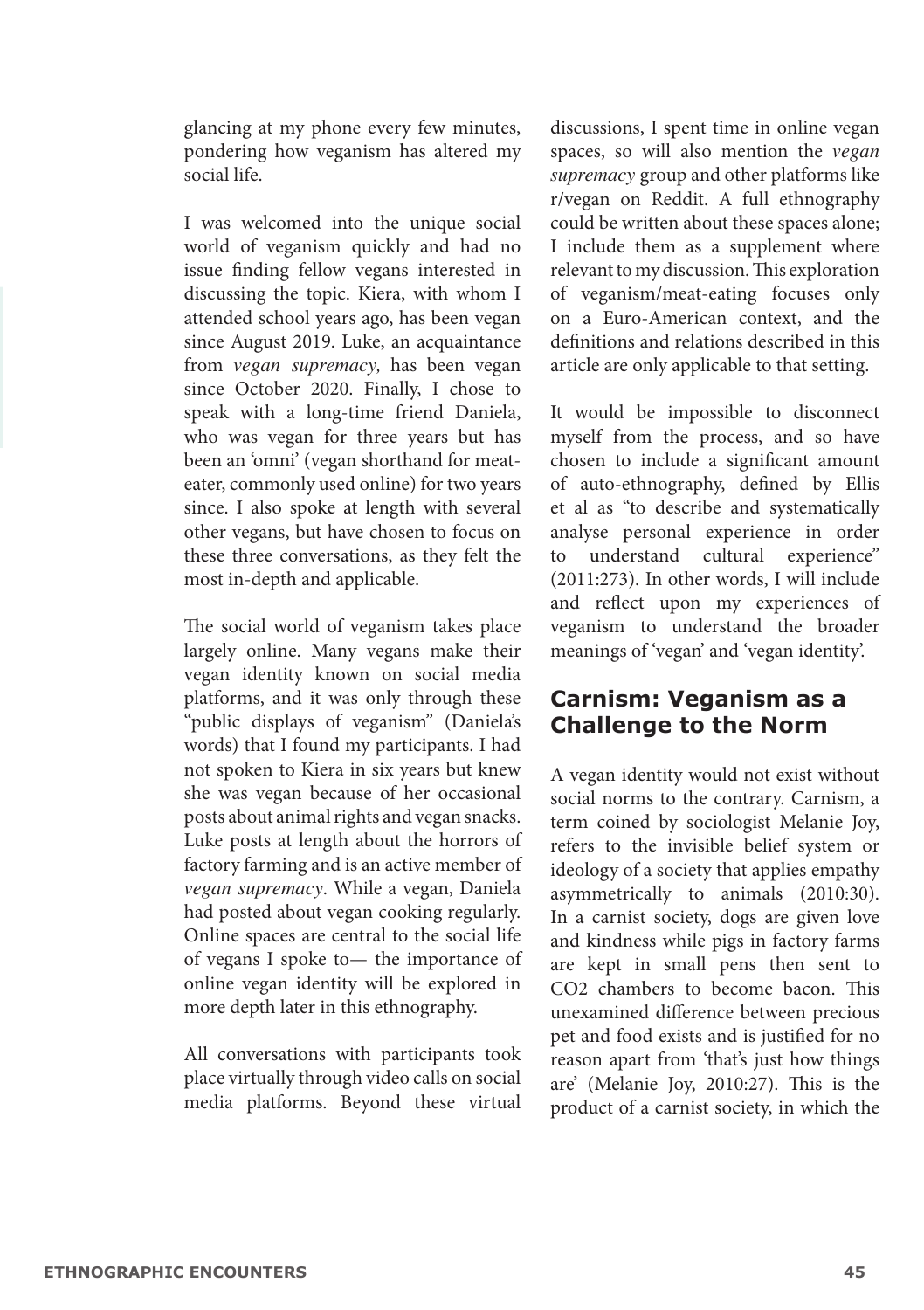glancing at my phone every few minutes, pondering how veganism has altered my social life.

I was welcomed into the unique social world of veganism quickly and had no issue finding fellow vegans interested in discussing the topic. Kiera, with whom I attended school years ago, has been vegan since August 2019. Luke, an acquaintance from *vegan supremacy,* has been vegan since October 2020. Finally, I chose to speak with a long-time friend Daniela, who was vegan for three years but has been an 'omni' (vegan shorthand for meat-eater, commonly used online) for two years since. I also spoke at length with several other vegans, but have chosen to focus on these three conversations, as they felt the most in-depth and applicable.

The social world of veganism takes place largely online. Many vegans make their vegan identity known on social media platforms, and it was only through these "public displays of veganism" (Daniela's words) that I found my participants. I had not spoken to Kiera in six years but knew she was vegan because of her occasional posts about animal rights and vegan snacks. Luke posts at length about the horrors of factory farming and is an active member of *vegan supremacy*. While a vegan, Daniela had posted about vegan cooking regularly. Online spaces are central to the social life of vegans I spoke to— the importance of online vegan identity will be explored in more depth later in this ethnography.

All conversations with participants took place virtually through video calls on social media platforms. Beyond these virtual discussions, I spent time in online vegan spaces, so will also mention the *vegan supremacy* group and other platforms like r/vegan on Reddit. A full ethnography could be written about these spaces alone; I include them as a supplement where relevant to my discussion. This exploration of veganism/meat-eating focuses only on a Euro-American context, and the definitions and relations described in this article are only applicable to that setting.

It would be impossible to disconnect myself from the process, and so have chosen to include a significant amount of auto-ethnography, defined by Ellis et al as "to describe and systematically analyse personal experience in order to understand cultural experience" (2011:273). In other words, I will include and reflect upon my experiences of veganism to understand the broader meanings of 'vegan' and 'vegan identity'.

## Carnism: Veganism as a Challenge to the Norm

A vegan identity would not exist without social norms to the contrary. Carnism, a term coined by sociologist Melanie Joy, refers to the invisible belief system or ideology of a society that applies empathy asymmetrically to animals (2010:30). In a carnist society, dogs are given love and kindness while pigs in factory farms are kept in small pens then sent to $CO_2$ chambers to become bacon. This unexamined difference between precious pet and food exists and is justified for no reason apart from 'that's just how things are' (Melanie Joy, 2010:27). This is the product of a carnist society, in which the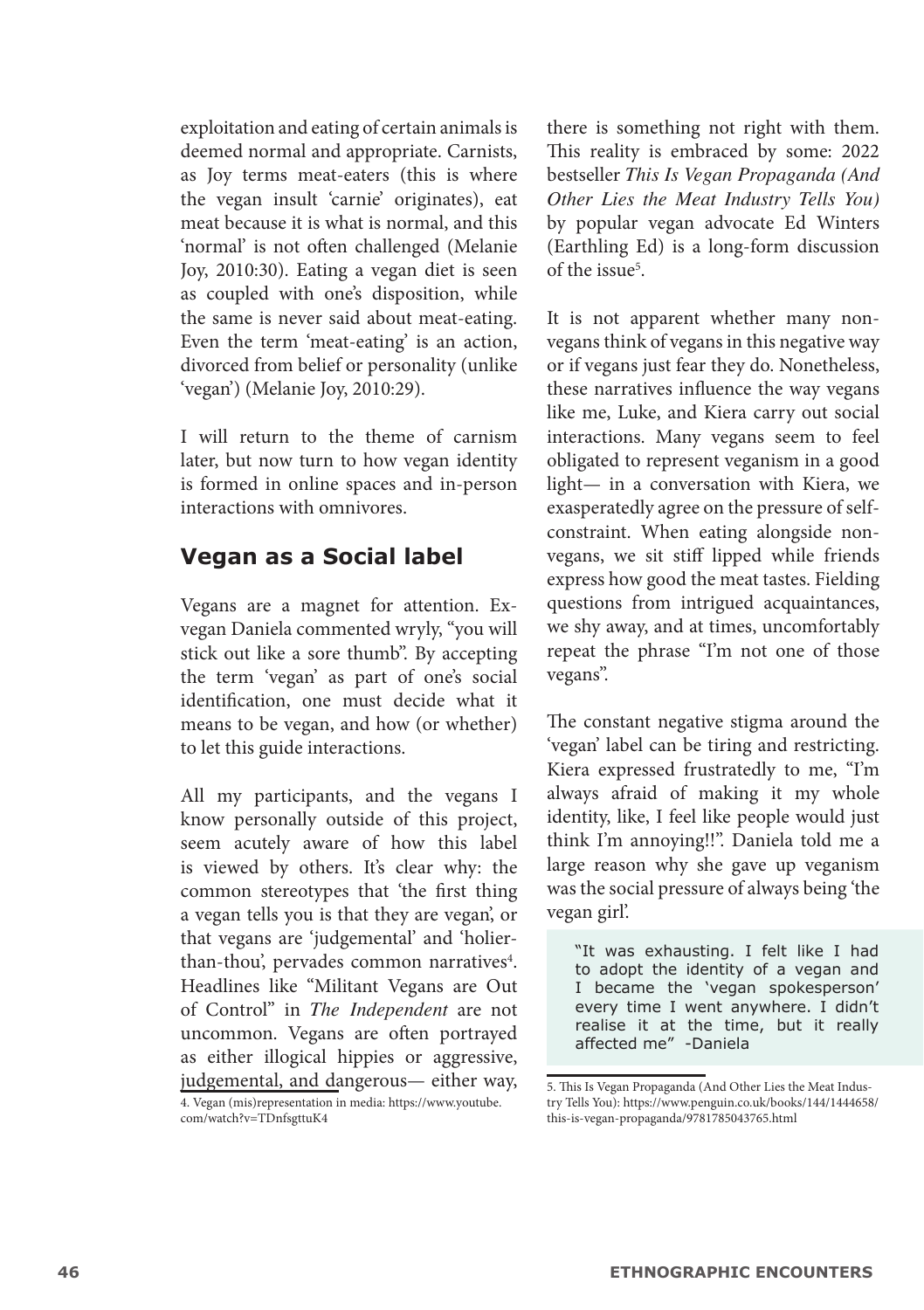exploitation and eating of certain animals is deemed normal and appropriate. Carnists, as Joy terms meat-eaters (this is where the vegan insult 'carnie' originates), eat meat because it is what is normal, and this 'normal' is not often challenged (Melanie Joy, 2010:30). Eating a vegan diet is seen as coupled with one's disposition, while the same is never said about meat-eating. Even the term 'meat-eating' is an action, divorced from belief or personality (unlike 'vegan') (Melanie Joy, 2010:29).

I will return to the theme of carnism later, but now turn to how vegan identity is formed in online spaces and in-person interactions with omnivores.

## Vegan as a Social label

Vegans are a magnet for attention. Ex-vegan Daniela commented wryly, "you will stick out like a sore thumb". By accepting the term 'vegan' as part of one's social identification, one must decide what it means to be vegan, and how (or whether) to let this guide interactions.

All my participants, and the vegans I know personally outside of this project, seem acutely aware of how this label is viewed by others. It's clear why: the common stereotypes that 'the first thing a vegan tells you is that they are vegan', or that vegans are 'judgemental' and 'holier-than-thou', pervades common narratives[4]. Headlines like "Militant Vegans are Out of Control" in *The Independent* are not uncommon. Vegans are often portrayed as either illogical hippies or aggressive, judgemental, and dangerous— either way, there is something not right with them. This reality is embraced by some: 2022 bestseller *This Is Vegan Propaganda (And Other Lies the Meat Industry Tells You)* by popular vegan advocate Ed Winters (Earthling Ed) is a long-form discussion of the issue[5].

It is not apparent whether many non-vegans think of vegans in this negative way or if vegans just fear they do. Nonetheless, these narratives influence the way vegans like me, Luke, and Kiera carry out social interactions. Many vegans seem to feel obligated to represent veganism in a good light— in a conversation with Kiera, we exasperatedly agree on the pressure of self-constraint. When eating alongside non-vegans, we sit stiff lipped while friends express how good the meat tastes. Fielding questions from intrigued acquaintances, we shy away, and at times, uncomfortably repeat the phrase "I'm not one of those vegans".

The constant negative stigma around the 'vegan' label can be tiring and restricting. Kiera expressed frustratedly to me, "I'm always afraid of making it my whole identity, like, I feel like people would just think I'm annoying!!". Daniela told me a large reason why she gave up veganism was the social pressure of always being 'the vegan girl'.

> "It was exhausting. I felt like I had to adopt the identity of a vegan and I became the 'vegan spokesperson' every time I went anywhere. I didn't realise it at the time, but it really affected me" -Daniela

4. Vegan (mis)representation in media: https://www.youtube.com/watch?v=TDnfsgttuK4

5. This Is Vegan Propaganda (And Other Lies the Meat Industry Tells You): https://www.penguin.co.uk/books/144/1444658/this-is-vegan-propaganda/9781785043765.html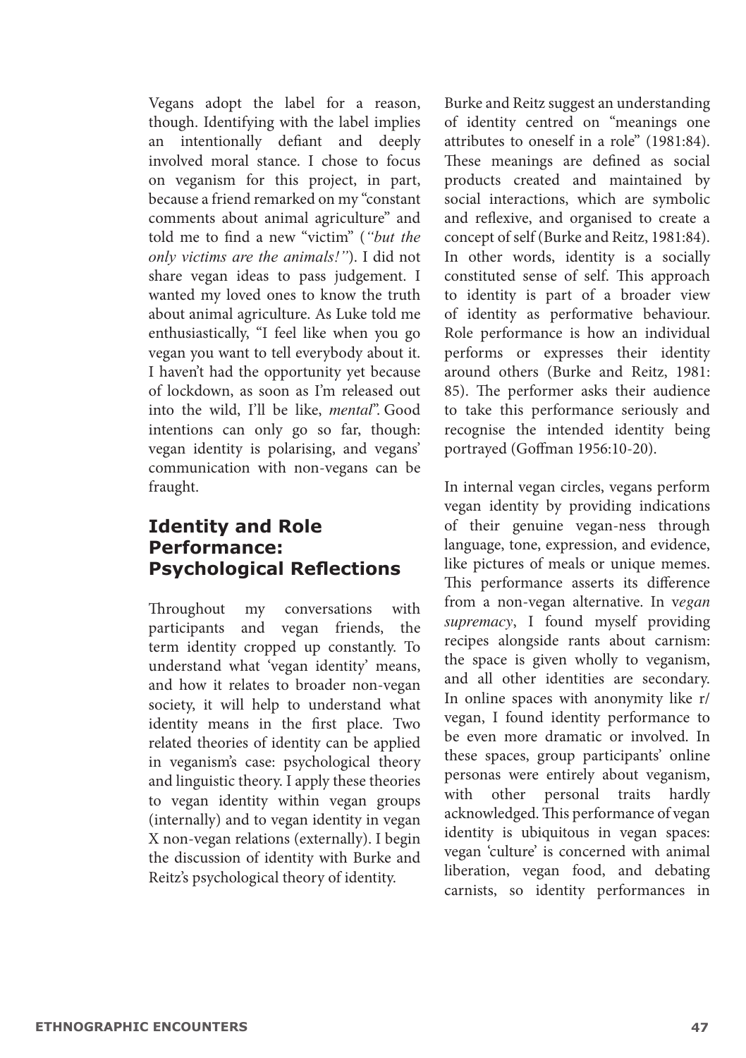Vegans adopt the label for a reason, though. Identifying with the label implies an intentionally defiant and deeply involved moral stance. I chose to focus on veganism for this project, in part, because a friend remarked on my "constant comments about animal agriculture" and told me to find a new "victim" (*"but the only victims are the animals!"*). I did not share vegan ideas to pass judgement. I wanted my loved ones to know the truth about animal agriculture. As Luke told me enthusiastically, "I feel like when you go vegan you want to tell everybody about it. I haven't had the opportunity yet because of lockdown, as soon as I'm released out into the wild, I'll be like, *mental*". Good intentions can only go so far, though: vegan identity is polarising, and vegans' communication with non-vegans can be fraught.

## Identity and Role Performance: Psychological Reflections

Throughout my conversations with participants and vegan friends, the term identity cropped up constantly. To understand what 'vegan identity' means, and how it relates to broader non-vegan society, it will help to understand what identity means in the first place. Two related theories of identity can be applied in veganism's case: psychological theory and linguistic theory. I apply these theories to vegan identity within vegan groups (internally) and to vegan identity in vegan X non-vegan relations (externally). I begin the discussion of identity with Burke and Reitz's psychological theory of identity.

Burke and Reitz suggest an understanding of identity centred on "meanings one attributes to oneself in a role" (1981:84). These meanings are defined as social products created and maintained by social interactions, which are symbolic and reflexive, and organised to create a concept of self (Burke and Reitz, 1981:84). In other words, identity is a socially constituted sense of self. This approach to identity is part of a broader view of identity as performative behaviour. Role performance is how an individual performs or expresses their identity around others (Burke and Reitz, 1981: 85). The performer asks their audience to take this performance seriously and recognise the intended identity being portrayed (Goffman 1956:10-20).

In internal vegan circles, vegans perform vegan identity by providing indications of their genuine vegan-ness through language, tone, expression, and evidence, like pictures of meals or unique memes. This performance asserts its difference from a non-vegan alternative. In v*egan supremacy*, I found myself providing recipes alongside rants about carnism: the space is given wholly to veganism, and all other identities are secondary. In online spaces with anonymity like r/vegan, I found identity performance to be even more dramatic or involved. In these spaces, group participants' online personas were entirely about veganism, with other personal traits hardly acknowledged. This performance of vegan identity is ubiquitous in vegan spaces: vegan 'culture' is concerned with animal liberation, vegan food, and debating carnists, so identity performances in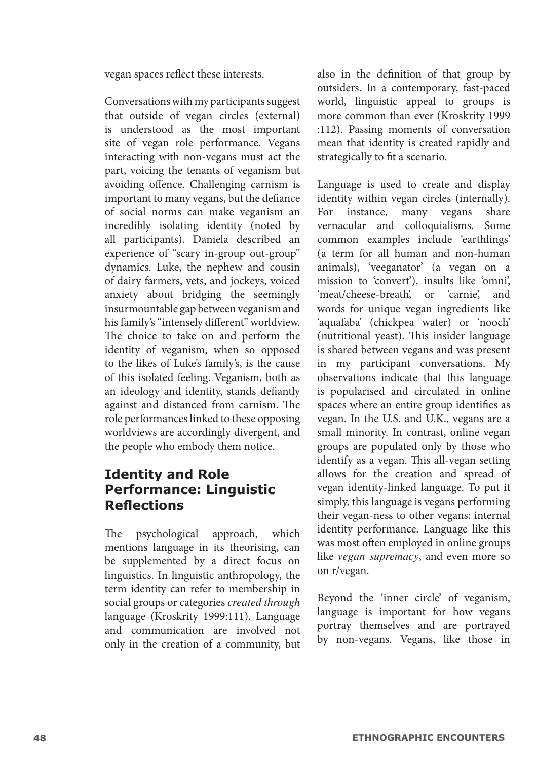vegan spaces reflect these interests.

Conversations with my participants suggest that outside of vegan circles (external) is understood as the most important site of vegan role performance. Vegans interacting with non-vegans must act the part, voicing the tenants of veganism but avoiding offence. Challenging carnism is important to many vegans, but the defiance of social norms can make veganism an incredibly isolating identity (noted by all participants). Daniela described an experience of "scary in-group out-group" dynamics. Luke, the nephew and cousin of dairy farmers, vets, and jockeys, voiced anxiety about bridging the seemingly insurmountable gap between veganism and his family's "intensely different" worldview. The choice to take on and perform the identity of veganism, when so opposed to the likes of Luke's family's, is the cause of this isolated feeling. Veganism, both as an ideology and identity, stands defiantly against and distanced from carnism. The role performances linked to these opposing worldviews are accordingly divergent, and the people who embody them notice.

## Identity and Role Performance: Linguistic Reflections

The psychological approach, which mentions language in its theorising, can be supplemented by a direct focus on linguistics. In linguistic anthropology, the term identity can refer to membership in social groups or categories *created through* language (Kroskrity 1999:111). Language and communication are involved not only in the creation of a community, but also in the definition of that group by outsiders. In a contemporary, fast-paced world, linguistic appeal to groups is more common than ever (Kroskrity 1999 :112). Passing moments of conversation mean that identity is created rapidly and strategically to fit a scenario.

Language is used to create and display identity within vegan circles (internally). For instance, many vegans share vernacular and colloquialisms. Some common examples include 'earthlings' (a term for all human and non-human animals), 'veeganator' (a vegan on a mission to 'convert'), insults like 'omni', 'meat/cheese-breath', or 'carnie', and words for unique vegan ingredients like 'aquafaba' (chickpea water) or 'nooch' (nutritional yeast). This insider language is shared between vegans and was present in my participant conversations. My observations indicate that this language is popularised and circulated in online spaces where an entire group identifies as vegan. In the U.S. and U.K., vegans are a small minority. In contrast, online vegan groups are populated only by those who identify as a vegan. This all-vegan setting allows for the creation and spread of vegan identity-linked language. To put it simply, this language is vegans performing their vegan-ness to other vegans: internal identity performance. Language like this was most often employed in online groups like *vegan supremacy*, and even more so on r/vegan.

Beyond the 'inner circle' of veganism, language is important for how vegans portray themselves and are portrayed by non-vegans. Vegans, like those in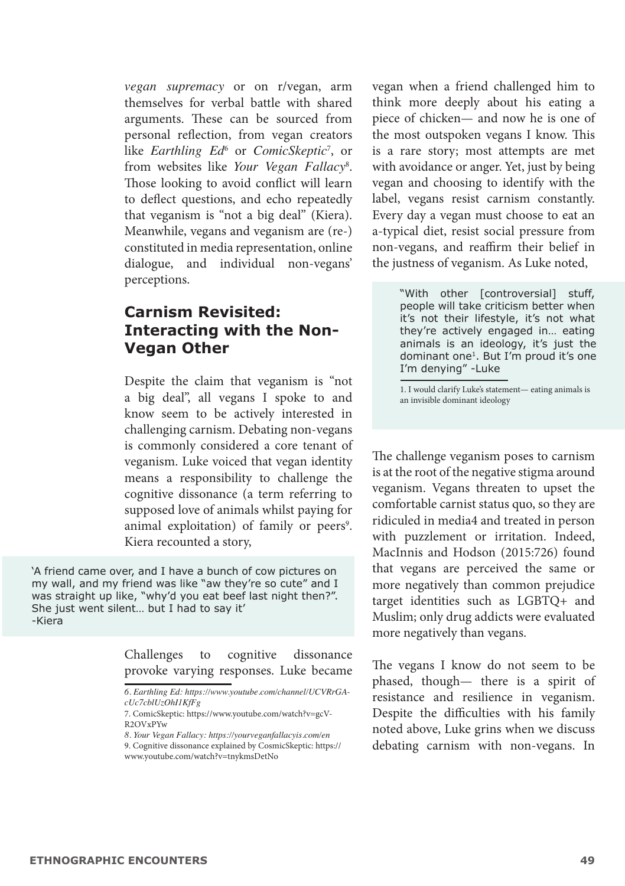*vegan supremacy* or on r/vegan, arm themselves for verbal battle with shared arguments. These can be sourced from personal reflection, from vegan creators like *Earthling Ed*[6] or *ComicSkeptic*[7], or from websites like *Your Vegan Fallacy*[8]. Those looking to avoid conflict will learn to deflect questions, and echo repeatedly that veganism is "not a big deal" (Kiera). Meanwhile, vegans and veganism are (re-) constituted in media representation, online dialogue, and individual non-vegans' perceptions.

## Carnism Revisited: Interacting with the Non-Vegan Other

Despite the claim that veganism is "not a big deal", all vegans I spoke to and know seem to be actively interested in challenging carnism. Debating non-vegans is commonly considered a core tenant of veganism. Luke voiced that vegan identity means a responsibility to challenge the cognitive dissonance (a term referring to supposed love of animals whilst paying for animal exploitation) of family or peers[9]. Kiera recounted a story,

> 'A friend came over, and I have a bunch of cow pictures on my wall, and my friend was like "aw they're so cute" and I was straight up like, "why'd you eat beef last night then?". She just went silent… but I had to say it'
> -Kiera

Challenges to cognitive dissonance provoke varying responses. Luke became vegan when a friend challenged him to think more deeply about his eating a piece of chicken— and now he is one of the most outspoken vegans I know. This is a rare story; most attempts are met with avoidance or anger. Yet, just by being vegan and choosing to identify with the label, vegans resist carnism constantly. Every day a vegan must choose to eat an a-typical diet, resist social pressure from non-vegans, and reaffirm their belief in the justness of veganism. As Luke noted,

> "With other [controversial] stuff, people will take criticism better when it's not their lifestyle, it's not what they're actively engaged in… eating animals is an ideology, it's just the dominant one[1]. But I'm proud it's one I'm denying" -Luke
>
> 1. I would clarify Luke's statement— eating animals is an invisible dominant ideology

The challenge veganism poses to carnism is at the root of the negative stigma around veganism. Vegans threaten to upset the comfortable carnist status quo, so they are ridiculed in media4 and treated in person with puzzlement or irritation. Indeed, MacInnis and Hodson (2015:726) found that vegans are perceived the same or more negatively than common prejudice target identities such as LGBTQ+ and Muslim; only drug addicts were evaluated more negatively than vegans.

The vegans I know do not seem to be phased, though— there is a spirit of resistance and resilience in veganism. Despite the difficulties with his family noted above, Luke grins when we discuss debating carnism with non-vegans. In

---

6. *Earthling Ed: https://www.youtube.com/channel/UCVRrGA-cUc7cblUzOhI1KfFg*
7. ComicSkeptic: https://www.youtube.com/watch?v=gcV-R2OVxPYw
8. *Your Vegan Fallacy: https://yourveganfallacyis.com/en*
9. Cognitive dissonance explained by CosmicSkeptic: https://www.youtube.com/watch?v=tnykmsDetNo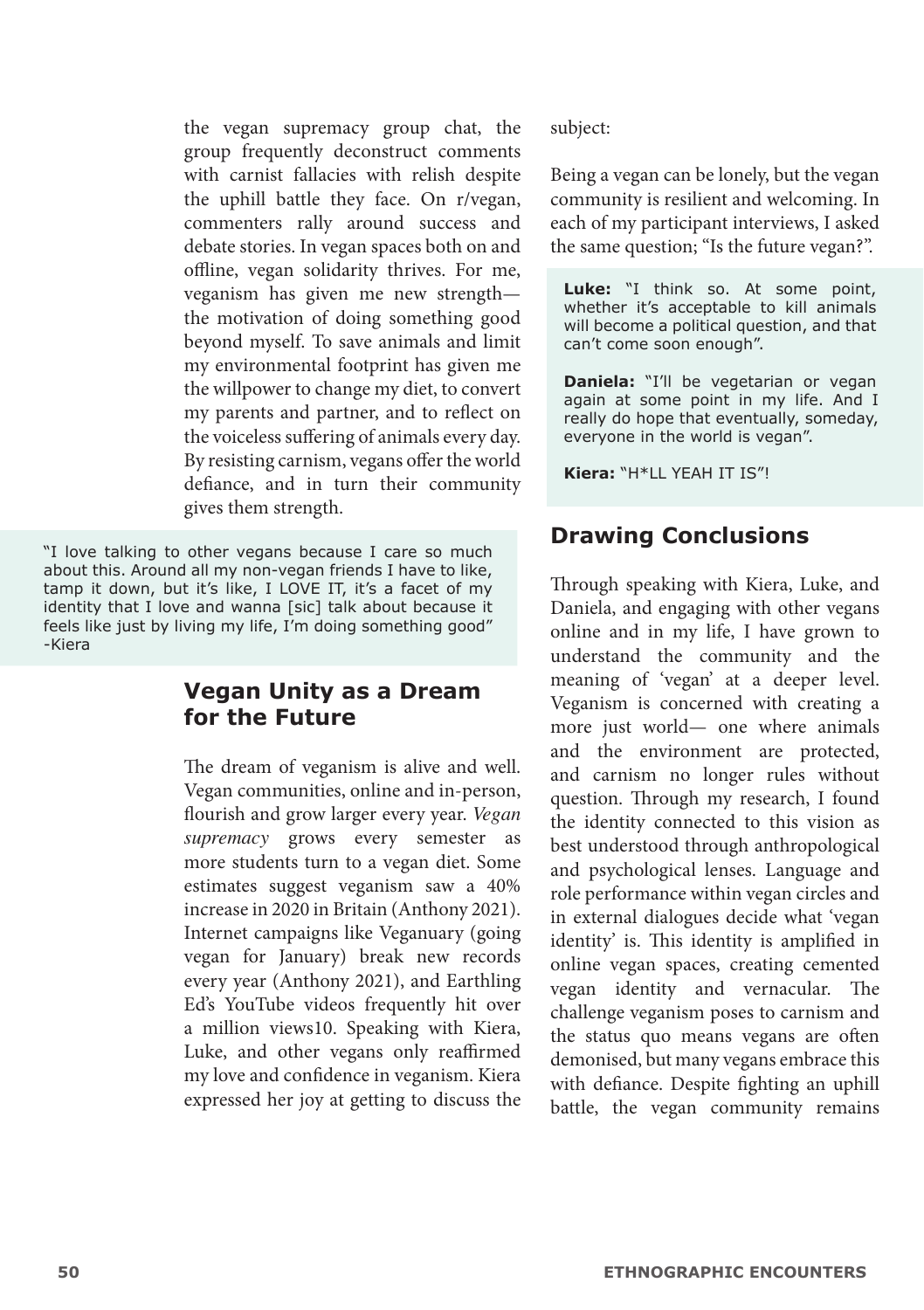the vegan supremacy group chat, the group frequently deconstruct comments with carnist fallacies with relish despite the uphill battle they face. On r/vegan, commenters rally around success and debate stories. In vegan spaces both on and offline, vegan solidarity thrives. For me, veganism has given me new strength— the motivation of doing something good beyond myself. To save animals and limit my environmental footprint has given me the willpower to change my diet, to convert my parents and partner, and to reflect on the voiceless suffering of animals every day. By resisting carnism, vegans offer the world defiance, and in turn their community gives them strength.

> "I love talking to other vegans because I care so much about this. Around all my non-vegan friends I have to like, tamp it down, but it's like, I LOVE IT, it's a facet of my identity that I love and wanna [sic] talk about because it feels like just by living my life, I'm doing something good" -Kiera

## Vegan Unity as a Dream for the Future

The dream of veganism is alive and well. Vegan communities, online and in-person, flourish and grow larger every year. *Vegan supremacy* grows every semester as more students turn to a vegan diet. Some estimates suggest veganism saw a 40% increase in 2020 in Britain (Anthony 2021). Internet campaigns like Veganuary (going vegan for January) break new records every year (Anthony 2021), and Earthling Ed's YouTube videos frequently hit over a million views10. Speaking with Kiera, Luke, and other vegans only reaffirmed my love and confidence in veganism. Kiera expressed her joy at getting to discuss the subject:

Being a vegan can be lonely, but the vegan community is resilient and welcoming. In each of my participant interviews, I asked the same question; "Is the future vegan?".

> **Luke:** "I think so. At some point, whether it's acceptable to kill animals will become a political question, and that can't come soon enough".
>
> **Daniela:** "I'll be vegetarian or vegan again at some point in my life. And I really do hope that eventually, someday, everyone in the world is vegan".
>
> **Kiera:** "H*LL YEAH IT IS"!

## Drawing Conclusions

Through speaking with Kiera, Luke, and Daniela, and engaging with other vegans online and in my life, I have grown to understand the community and the meaning of 'vegan' at a deeper level. Veganism is concerned with creating a more just world— one where animals and the environment are protected, and carnism no longer rules without question. Through my research, I found the identity connected to this vision as best understood through anthropological and psychological lenses. Language and role performance within vegan circles and in external dialogues decide what 'vegan identity' is. This identity is amplified in online vegan spaces, creating cemented vegan identity and vernacular. The challenge veganism poses to carnism and the status quo means vegans are often demonised, but many vegans embrace this with defiance. Despite fighting an uphill battle, the vegan community remains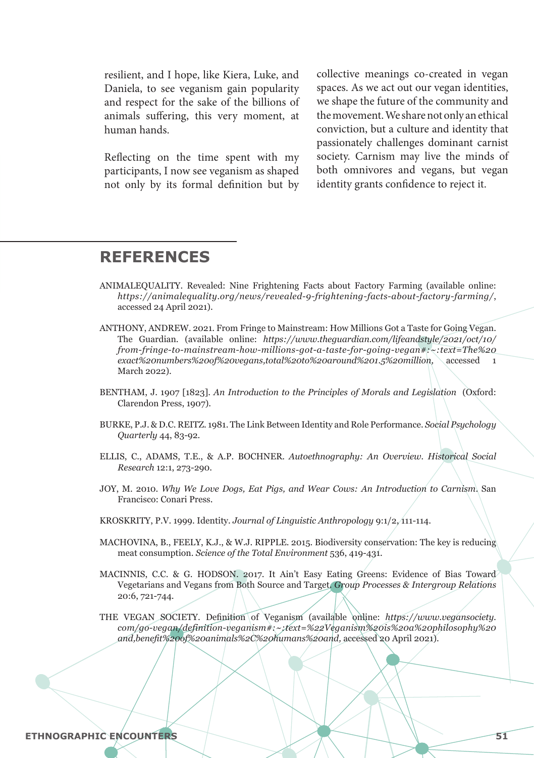resilient, and I hope, like Kiera, Luke, and Daniela, to see veganism gain popularity and respect for the sake of the billions of animals suffering, this very moment, at human hands.

Reflecting on the time spent with my participants, I now see veganism as shaped not only by its formal definition but by collective meanings co-created in vegan spaces. As we act out our vegan identities, we shape the future of the community and the movement. We share not only an ethical conviction, but a culture and identity that passionately challenges dominant carnist society. Carnism may live the minds of both omnivores and vegans, but vegan identity grants confidence to reject it.

## REFERENCES

ANIMALEQUALITY. Revealed: Nine Frightening Facts about Factory Farming (available online: *https://animalequality.org/news/revealed-9-frightening-facts-about-factory-farming/*, accessed 24 April 2021).

ANTHONY, ANDREW. 2021. From Fringe to Mainstream: How Millions Got a Taste for Going Vegan. The Guardian. (available online: *https://www.theguardian.com/lifeandstyle/2021/oct/10/from-fringe-to-mainstream-how-millions-got-a-taste-for-going-vegan#:~:text=The%20exact%20numbers%20of%20vegans,total%20to%20around%201.5%20million,* accessed 1 March 2022).

BENTHAM, J. 1907 [1823]. *An Introduction to the Principles of Morals and Legislation* (Oxford: Clarendon Press, 1907).

BURKE, P.J. & D.C. REITZ. 1981. The Link Between Identity and Role Performance. *Social Psychology Quarterly* 44, 83-92.

ELLIS, C., ADAMS, T.E., & A.P. BOCHNER. *Autoethnography: An Overview*. *Historical Social Research* 12:1, 273-290.

JOY, M. 2010. *Why We Love Dogs, Eat Pigs, and Wear Cows: An Introduction to Carnism*. San Francisco: Conari Press.

KROSKRITY, P.V. 1999. Identity. *Journal of Linguistic Anthropology* 9:1/2, 111-114.

MACHOVINA, B., FEELY, K.J., & W.J. RIPPLE. 2015. Biodiversity conservation: The key is reducing meat consumption. *Science of the Total Environment* 536, 419-431.

MACINNIS, C.C. & G. HODSON. 2017. It Ain't Easy Eating Greens: Evidence of Bias Toward Vegetarians and Vegans from Both Source and Target. *Group Processes & Intergroup Relations* 20:6, 721-744.

THE VEGAN SOCIETY. Definition of Veganism (available online: *https://www.vegansociety.com/go-vegan/definition-veganism#:~:text=%22Veganism%20is%20a%20philosophy%20and,benefit%20of%20animals%2C%20humans%20and,* accessed 20 April 2021).